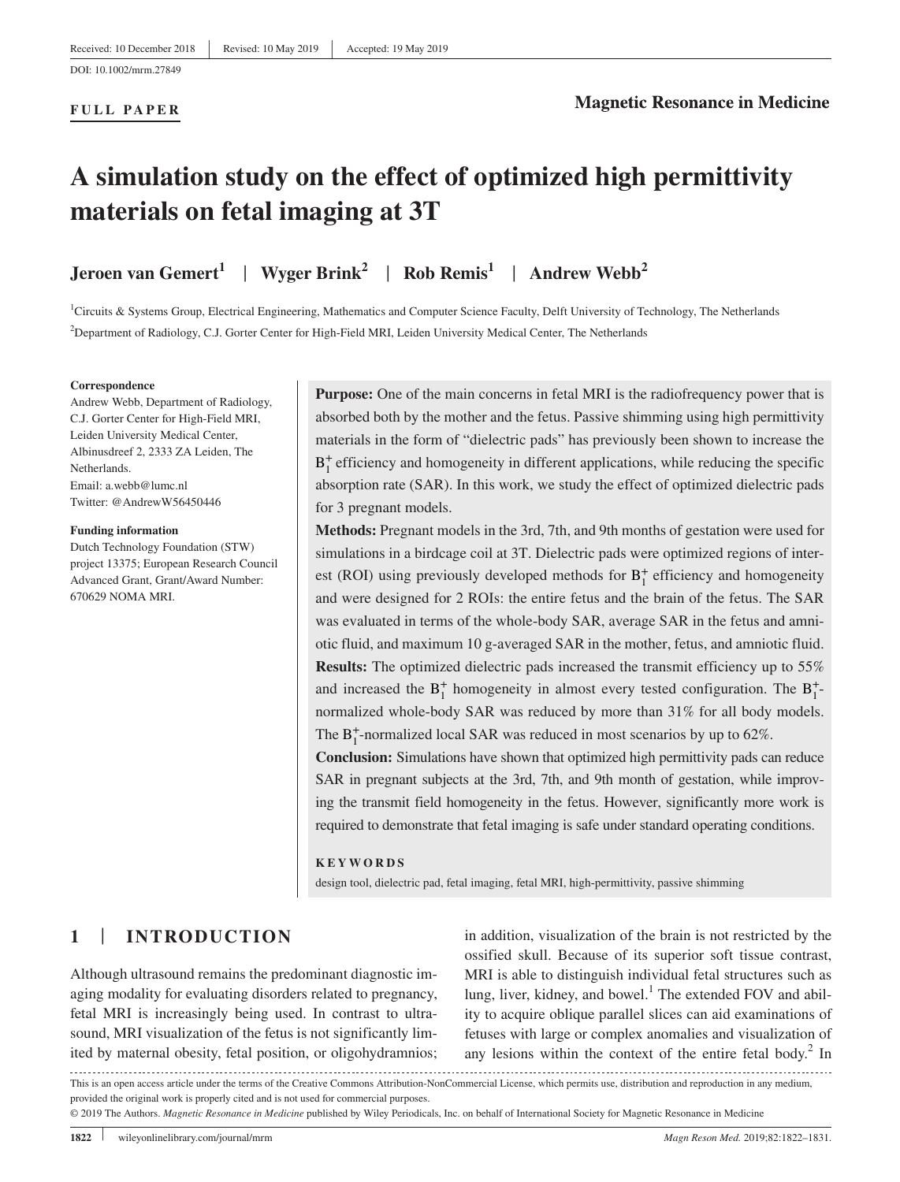Received: 10 December 2018 | Revised: 10 May 2019 | Accepted: 19 May 2019

DOI: 10.1002/mrm.27849

**FULL PAPER**

**Magnetic Resonance in Medicine**

# A simulation study on the effect of optimized high permittivity materials on fetal imaging at 3T

**Jeroen van Gemert[1] | Wyger Brink[2] | Rob Remis[1] | Andrew Webb[2]**

[1]Circuits & Systems Group, Electrical Engineering, Mathematics and Computer Science Faculty, Delft University of Technology, The Netherlands

[2]Department of Radiology, C.J. Gorter Center for High-Field MRI, Leiden University Medical Center, The Netherlands

**Correspondence**
Andrew Webb, Department of Radiology, C.J. Gorter Center for High-Field MRI, Leiden University Medical Center, Albinusdreef 2, 2333 ZA Leiden, The Netherlands.
Email: a.webb@lumc.nl
Twitter: @AndrewW56450446

**Funding information**
Dutch Technology Foundation (STW) project 13375; European Research Council Advanced Grant, Grant/Award Number: 670629 NOMA MRI.

**Purpose:** One of the main concerns in fetal MRI is the radiofrequency power that is absorbed both by the mother and the fetus. Passive shimming using high permittivity materials in the form of "dielectric pads" has previously been shown to increase the $B_1^+$ efficiency and homogeneity in different applications, while reducing the specific absorption rate (SAR). In this work, we study the effect of optimized dielectric pads for 3 pregnant models.

**Methods:** Pregnant models in the 3rd, 7th, and 9th months of gestation were used for simulations in a birdcage coil at 3T. Dielectric pads were optimized regions of interest (ROI) using previously developed methods for $B_1^+$ efficiency and homogeneity and were designed for 2 ROIs: the entire fetus and the brain of the fetus. The SAR was evaluated in terms of the whole-body SAR, average SAR in the fetus and amniotic fluid, and maximum 10 g-averaged SAR in the mother, fetus, and amniotic fluid.

**Results:** The optimized dielectric pads increased the transmit efficiency up to 55% and increased the $B_1^+$ homogeneity in almost every tested configuration. The $B_1^+$-normalized whole-body SAR was reduced by more than 31% for all body models. The $B_1^+$-normalized local SAR was reduced in most scenarios by up to 62%.

**Conclusion:** Simulations have shown that optimized high permittivity pads can reduce SAR in pregnant subjects at the 3rd, 7th, and 9th month of gestation, while improving the transmit field homogeneity in the fetus. However, significantly more work is required to demonstrate that fetal imaging is safe under standard operating conditions.

**KEYWORDS**
design tool, dielectric pad, fetal imaging, fetal MRI, high-permittivity, passive shimming

## 1 | INTRODUCTION

Although ultrasound remains the predominant diagnostic imaging modality for evaluating disorders related to pregnancy, fetal MRI is increasingly being used. In contrast to ultrasound, MRI visualization of the fetus is not significantly limited by maternal obesity, fetal position, or oligohydramnios; in addition, visualization of the brain is not restricted by the ossified skull. Because of its superior soft tissue contrast, MRI is able to distinguish individual fetal structures such as lung, liver, kidney, and bowel.[1] The extended FOV and ability to acquire oblique parallel slices can aid examinations of fetuses with large or complex anomalies and visualization of any lesions within the context of the entire fetal body.[2] In

This is an open access article under the terms of the Creative Commons Attribution-NonCommercial License, which permits use, distribution and reproduction in any medium, provided the original work is properly cited and is not used for commercial purposes.
© 2019 The Authors. *Magnetic Resonance in Medicine* published by Wiley Periodicals, Inc. on behalf of International Society for Magnetic Resonance in Medicine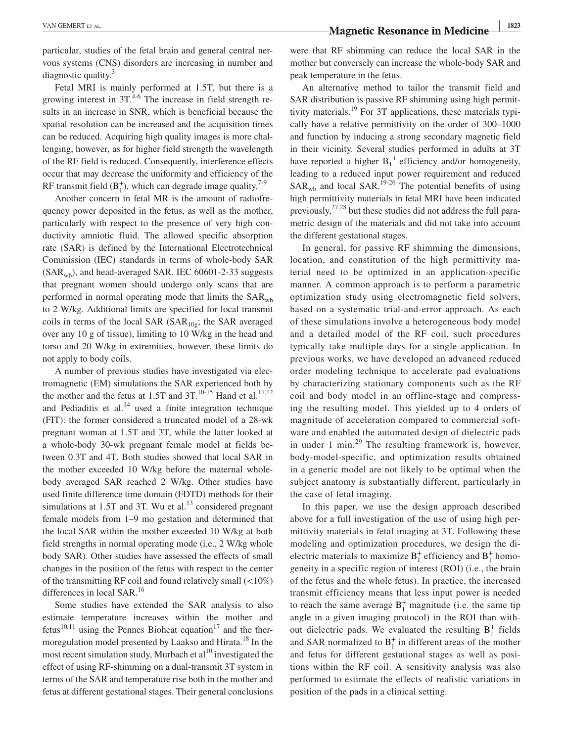particular, studies of the fetal brain and general central nervous systems (CNS) disorders are increasing in number and diagnostic quality.[3]

Fetal MRI is mainly performed at 1.5T, but there is a growing interest in 3T.[4-6] The increase in field strength results in an increase in SNR, which is beneficial because the spatial resolution can be increased and the acquisition times can be reduced. Acquiring high quality images is more challenging, however, as for higher field strength the wavelength of the RF field is reduced. Consequently, interference effects occur that may decrease the uniformity and efficiency of the RF transmit field ($B_1^+$), which can degrade image quality.[7-9]

Another concern in fetal MR is the amount of radiofrequency power deposited in the fetus, as well as the mother, particularly with respect to the presence of very high conductivity amniotic fluid. The allowed specific absorption rate (SAR) is defined by the International Electrotechnical Commission (IEC) standards in terms of whole-body SAR ($SAR_{wb}$), and head-averaged SAR. IEC 60601-2-33 suggests that pregnant women should undergo only scans that are performed in normal operating mode that limits the $SAR_{wb}$ to 2 W/kg. Additional limits are specified for local transmit coils in terms of the local SAR ($SAR_{10g}$; the SAR averaged over any 10 g of tissue), limiting to 10 W/kg in the head and torso and 20 W/kg in extremities, however, these limits do not apply to body coils.

A number of previous studies have investigated via electromagnetic (EM) simulations the SAR experienced both by the mother and the fetus at 1.5T and 3T.[10-15] Hand et al.[11,12] and Pediaditis et al.[14] used a finite integration technique (FIT): the former considered a truncated model of a 28-wk pregnant woman at 1.5T and 3T, while the latter looked at a whole-body 30-wk pregnant female model at fields between 0.3T and 4T. Both studies showed that local SAR in the mother exceeded 10 W/kg before the maternal whole-body averaged SAR reached 2 W/kg. Other studies have used finite difference time domain (FDTD) methods for their simulations at 1.5T and 3T. Wu et al.[13] considered pregnant female models from 1–9 mo gestation and determined that the local SAR within the mother exceeded 10 W/kg at both field strengths in normal operating mode (i.e., 2 W/kg whole body SAR). Other studies have assessed the effects of small changes in the position of the fetus with respect to the center of the transmitting RF coil and found relatively small (<10%) differences in local SAR.[16]

Some studies have extended the SAR analysis to also estimate temperature increases within the mother and fetus[10,11] using the Pennes Bioheat equation[17] and the thermoregulation model presented by Laakso and Hirata.[18] In the most recent simulation study, Murbach et al[10] investigated the effect of using RF-shimming on a dual-transmit 3T system in terms of the SAR and temperature rise both in the mother and fetus at different gestational stages. Their general conclusions were that RF shimming can reduce the local SAR in the mother but conversely can increase the whole-body SAR and peak temperature in the fetus.

An alternative method to tailor the transmit field and SAR distribution is passive RF shimming using high permittivity materials.[19] For 3T applications, these materials typically have a relative permittivity on the order of 300–1000 and function by inducing a strong secondary magnetic field in their vicinity. Several studies performed in adults at 3T have reported a higher $B_1^+$ efficiency and/or homogeneity, leading to a reduced input power requirement and reduced $SAR_{wb}$ and local SAR.[19-26] The potential benefits of using high permittivity materials in fetal MRI have been indicated previously,[27,28] but these studies did not address the full parametric design of the materials and did not take into account the different gestational stages.

In general, for passive RF shimming the dimensions, location, and constitution of the high permittivity material need to be optimized in an application-specific manner. A common approach is to perform a parametric optimization study using electromagnetic field solvers, based on a systematic trial-and-error approach. As each of these simulations involve a heterogeneous body model and a detailed model of the RF coil, such procedures typically take multiple days for a single application. In previous works, we have developed an advanced reduced order modeling technique to accelerate pad evaluations by characterizing stationary components such as the RF coil and body model in an offline-stage and compressing the resulting model. This yielded up to 4 orders of magnitude of acceleration compared to commercial software and enabled the automated design of dielectric pads in under 1 min.[29] The resulting framework is, however, body-model-specific, and optimization results obtained in a generic model are not likely to be optimal when the subject anatomy is substantially different, particularly in the case of fetal imaging.

In this paper, we use the design approach described above for a full investigation of the use of using high permittivity materials in fetal imaging at 3T. Following these modeling and optimization procedures, we design the dielectric materials to maximize $B_1^+$ efficiency and $B_1^+$ homogeneity in a specific region of interest (ROI) (i.e., the brain of the fetus and the whole fetus). In practice, the increased transmit efficiency means that less input power is needed to reach the same average $B_1^+$ magnitude (i.e. the same tip angle in a given imaging protocol) in the ROI than without dielectric pads. We evaluated the resulting $B_1^+$ fields and SAR normalized to $B_1^+$ in different areas of the mother and fetus for different gestational stages as well as positions within the RF coil. A sensitivity analysis was also performed to estimate the effects of realistic variations in position of the pads in a clinical setting.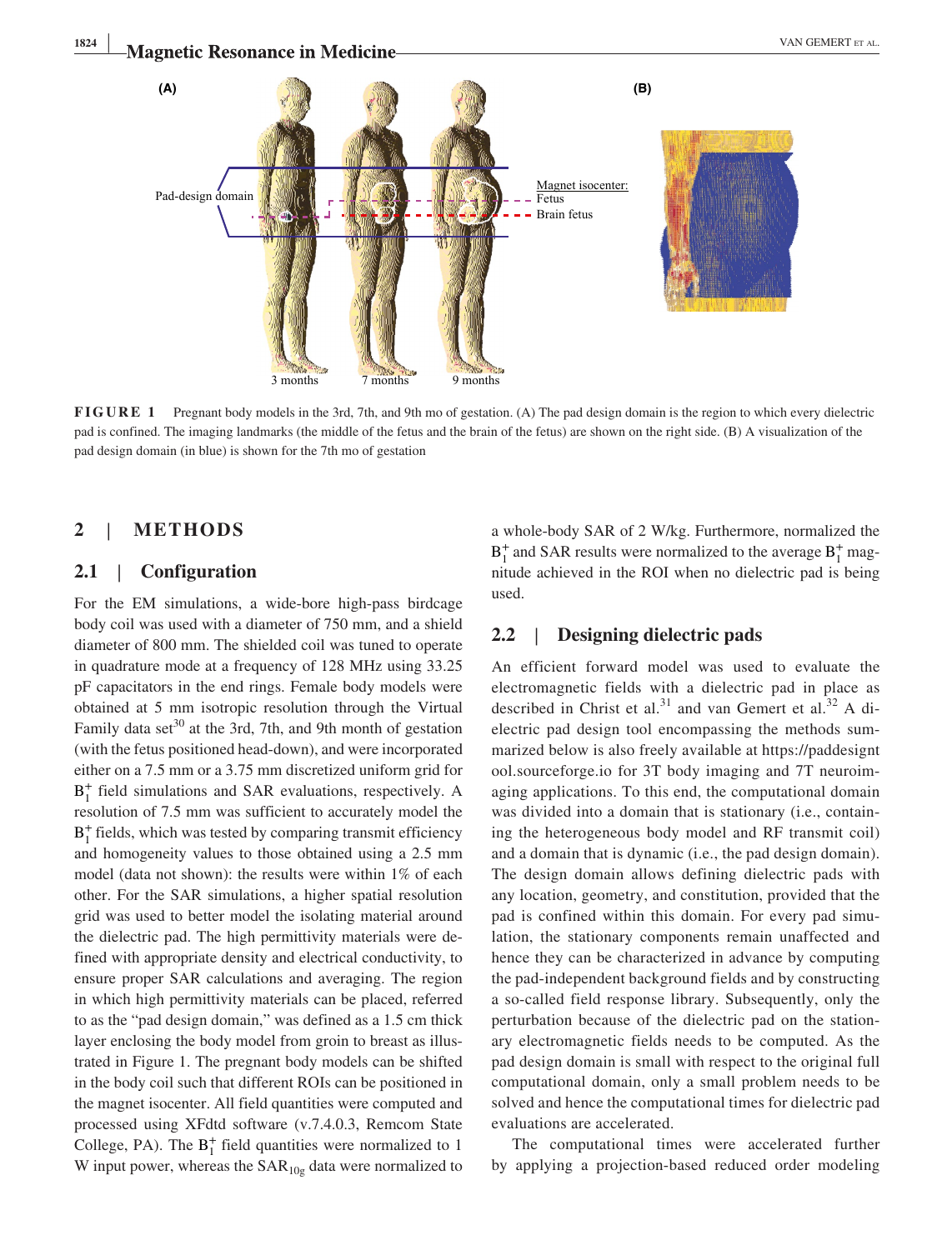FIGURE 1 Pregnant body models in the 3rd, 7th, and 9th mo of gestation. (A) The pad design domain is the region to which every dielectric pad is confined. The imaging landmarks (the middle of the fetus and the brain of the fetus) are shown on the right side. (B) A visualization of the pad design domain (in blue) is shown for the 7th mo of gestation

## 2 | METHODS

### 2.1 | Configuration

For the EM simulations, a wide-bore high-pass birdcage body coil was used with a diameter of 750 mm, and a shield diameter of 800 mm. The shielded coil was tuned to operate in quadrature mode at a frequency of 128 MHz using 33.25 pF capacitators in the end rings. Female body models were obtained at 5 mm isotropic resolution through the Virtual Family data set[30] at the 3rd, 7th, and 9th month of gestation (with the fetus positioned head-down), and were incorporated either on a 7.5 mm or a 3.75 mm discretized uniform grid for $B_1^+$ field simulations and SAR evaluations, respectively. A resolution of 7.5 mm was sufficient to accurately model the $B_1^+$ fields, which was tested by comparing transmit efficiency and homogeneity values to those obtained using a 2.5 mm model (data not shown): the results were within 1% of each other. For the SAR simulations, a higher spatial resolution grid was used to better model the isolating material around the dielectric pad. The high permittivity materials were defined with appropriate density and electrical conductivity, to ensure proper SAR calculations and averaging. The region in which high permittivity materials can be placed, referred to as the "pad design domain," was defined as a 1.5 cm thick layer enclosing the body model from groin to breast as illustrated in Figure 1. The pregnant body models can be shifted in the body coil such that different ROIs can be positioned in the magnet isocenter. All field quantities were computed and processed using XFdtd software (v.7.4.0.3, Remcom State College, PA). The $B_1^+$ field quantities were normalized to 1 W input power, whereas the $SAR_{10g}$ data were normalized to a whole-body SAR of 2 W/kg. Furthermore, normalized the $B_1^+$ and SAR results were normalized to the average $B_1^+$ magnitude achieved in the ROI when no dielectric pad is being used.

### 2.2 | Designing dielectric pads

An efficient forward model was used to evaluate the electromagnetic fields with a dielectric pad in place as described in Christ et al.[31] and van Gemert et al.[32] A dielectric pad design tool encompassing the methods summarized below is also freely available at https://paddesigntool.sourceforge.io for 3T body imaging and 7T neuroimaging applications. To this end, the computational domain was divided into a domain that is stationary (i.e., containing the heterogeneous body model and RF transmit coil) and a domain that is dynamic (i.e., the pad design domain). The design domain allows defining dielectric pads with any location, geometry, and constitution, provided that the pad is confined within this domain. For every pad simulation, the stationary components remain unaffected and hence they can be characterized in advance by computing the pad-independent background fields and by constructing a so-called field response library. Subsequently, only the perturbation because of the dielectric pad on the stationary electromagnetic fields needs to be computed. As the pad design domain is small with respect to the original full computational domain, only a small problem needs to be solved and hence the computational times for dielectric pad evaluations are accelerated.

The computational times were accelerated further by applying a projection-based reduced order modeling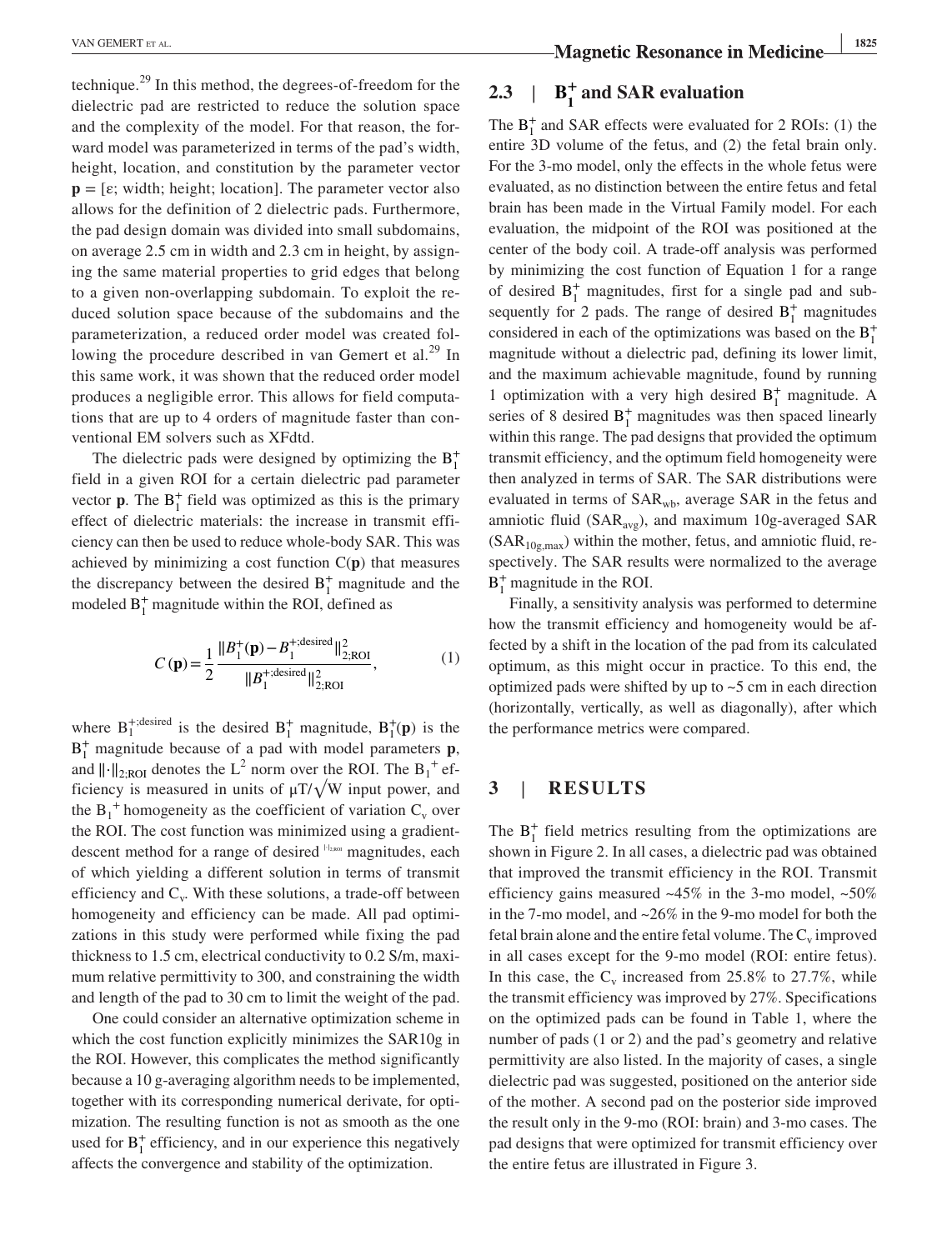technique.[29] In this method, the degrees-of-freedom for the dielectric pad are restricted to reduce the solution space and the complexity of the model. For that reason, the forward model was parameterized in terms of the pad's width, height, location, and constitution by the parameter vector $\mathbf{p} = [\varepsilon;\ \text{width};\ \text{height};\ \text{location}]$. The parameter vector also allows for the definition of 2 dielectric pads. Furthermore, the pad design domain was divided into small subdomains, on average 2.5 cm in width and 2.3 cm in height, by assigning the same material properties to grid edges that belong to a given non-overlapping subdomain. To exploit the reduced solution space because of the subdomains and the parameterization, a reduced order model was created following the procedure described in van Gemert et al.[29] In this same work, it was shown that the reduced order model produces a negligible error. This allows for field computations that are up to 4 orders of magnitude faster than conventional EM solvers such as XFdtd.

The dielectric pads were designed by optimizing the $B_1^+$ field in a given ROI for a certain dielectric pad parameter vector $\mathbf{p}$. The $B_1^+$ field was optimized as this is the primary effect of dielectric materials: the increase in transmit efficiency can then be used to reduce whole-body SAR. This was achieved by minimizing a cost function $C(\mathbf{p})$ that measures the discrepancy between the desired $B_1^+$ magnitude and the modeled $B_1^+$ magnitude within the ROI, defined as

$$C(\mathbf{p}) = \frac{1}{2} \frac{\| B_1^+(\mathbf{p}) - B_1^{+;\text{desired}} \|_{2;\text{ROI}}^2}{\| B_1^{+;\text{desired}} \|_{2;\text{ROI}}^2}, \tag{1}$$

where $B_1^{+;\text{desired}}$ is the desired $B_1^+$ magnitude, $B_1^+(\mathbf{p})$ is the $B_1^+$ magnitude because of a pad with model parameters $\mathbf{p}$, and $\|\cdot\|_{2;\text{ROI}}$ denotes the $L^2$ norm over the ROI. The $B_1{}^+$ efficiency is measured in units of $\mu T/\sqrt{W}$ input power, and the $B_1{}^+$ homogeneity as the coefficient of variation $C_v$ over the ROI. The cost function was minimized using a gradient-descent method for a range of desired $\|\cdot\|_{2;\text{ROI}}$ magnitudes, each of which yielding a different solution in terms of transmit efficiency and $C_v$. With these solutions, a trade-off between homogeneity and efficiency can be made. All pad optimizations in this study were performed while fixing the pad thickness to 1.5 cm, electrical conductivity to 0.2 S/m, maximum relative permittivity to 300, and constraining the width and length of the pad to 30 cm to limit the weight of the pad.

One could consider an alternative optimization scheme in which the cost function explicitly minimizes the SAR10g in the ROI. However, this complicates the method significantly because a 10 g-averaging algorithm needs to be implemented, together with its corresponding numerical derivate, for optimization. The resulting function is not as smooth as the one used for $B_1^+$ efficiency, and in our experience this negatively affects the convergence and stability of the optimization.

### 2.3 | $B_1^+$ and SAR evaluation

The $B_1^+$ and SAR effects were evaluated for 2 ROIs: (1) the entire 3D volume of the fetus, and (2) the fetal brain only. For the 3-mo model, only the effects in the whole fetus were evaluated, as no distinction between the entire fetus and fetal brain has been made in the Virtual Family model. For each evaluation, the midpoint of the ROI was positioned at the center of the body coil. A trade-off analysis was performed by minimizing the cost function of Equation 1 for a range of desired $B_1^+$ magnitudes, first for a single pad and subsequently for 2 pads. The range of desired $B_1^+$ magnitudes considered in each of the optimizations was based on the $B_1^+$ magnitude without a dielectric pad, defining its lower limit, and the maximum achievable magnitude, found by running 1 optimization with a very high desired $B_1^+$ magnitude. A series of 8 desired $B_1^+$ magnitudes was then spaced linearly within this range. The pad designs that provided the optimum transmit efficiency, and the optimum field homogeneity were then analyzed in terms of SAR. The SAR distributions were evaluated in terms of $SAR_{wb}$, average SAR in the fetus and amniotic fluid ($SAR_{avg}$), and maximum 10g-averaged SAR ($SAR_{10g,max}$) within the mother, fetus, and amniotic fluid, respectively. The SAR results were normalized to the average $B_1^+$ magnitude in the ROI.

Finally, a sensitivity analysis was performed to determine how the transmit efficiency and homogeneity would be affected by a shift in the location of the pad from its calculated optimum, as this might occur in practice. To this end, the optimized pads were shifted by up to ~5 cm in each direction (horizontally, vertically, as well as diagonally), after which the performance metrics were compared.

## 3 | RESULTS

The $B_1^+$ field metrics resulting from the optimizations are shown in Figure 2. In all cases, a dielectric pad was obtained that improved the transmit efficiency in the ROI. Transmit efficiency gains measured ~45% in the 3-mo model, ~50% in the 7-mo model, and ~26% in the 9-mo model for both the fetal brain alone and the entire fetal volume. The $C_v$ improved in all cases except for the 9-mo model (ROI: entire fetus). In this case, the $C_v$ increased from 25.8% to 27.7%, while the transmit efficiency was improved by 27%. Specifications on the optimized pads can be found in Table 1, where the number of pads (1 or 2) and the pad's geometry and relative permittivity are also listed. In the majority of cases, a single dielectric pad was suggested, positioned on the anterior side of the mother. A second pad on the posterior side improved the result only in the 9-mo (ROI: brain) and 3-mo cases. The pad designs that were optimized for transmit efficiency over the entire fetus are illustrated in Figure 3.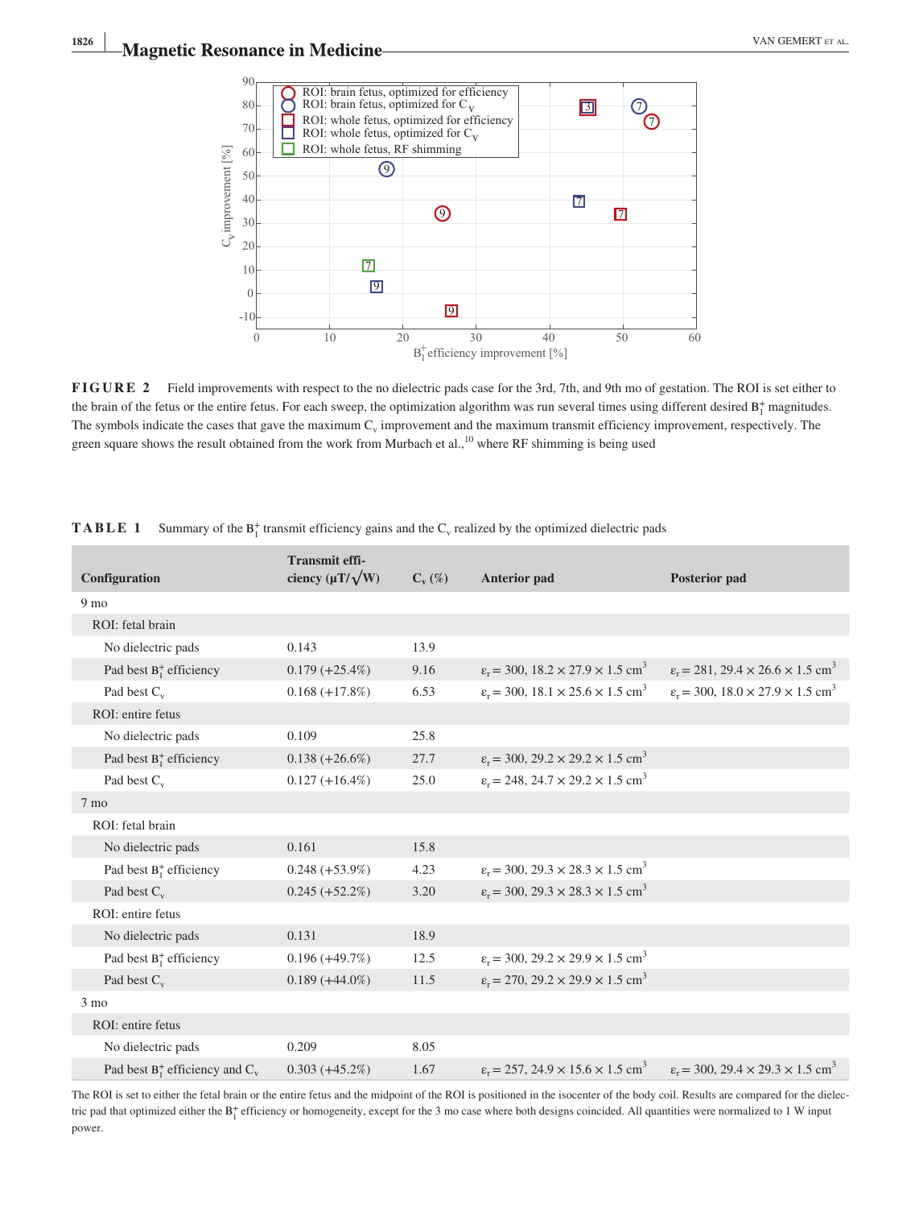**FIGURE 2** Field improvements with respect to the no dielectric pads case for the 3rd, 7th, and 9th mo of gestation. The ROI is set either to the brain of the fetus or the entire fetus. For each sweep, the optimization algorithm was run several times using different desired $B_1^+$ magnitudes. The symbols indicate the cases that gave the maximum $C_v$ improvement and the maximum transmit efficiency improvement, respectively. The green square shows the result obtained from the work from Murbach et al.,[10] where RF shimming is being used

**TABLE 1** Summary of the $B_1^+$ transmit efficiency gains and the $C_v$ realized by the optimized dielectric pads

| Configuration | Transmit efficiency ($\mu T/\sqrt{W}$) | $C_v$ (%) | Anterior pad | Posterior pad |
|---|---|---|---|---|
| 9 mo | | | | |
| ROI: fetal brain | | | | |
| No dielectric pads | 0.143 | 13.9 | | |
| Pad best $B_1^+$ efficiency | 0.179 (+25.4%) | 9.16 | $\varepsilon_r = 300$, $18.2 \times 27.9 \times 1.5$ cm$^3$ | $\varepsilon_r = 281$, $29.4 \times 26.6 \times 1.5$ cm$^3$ |
| Pad best $C_v$ | 0.168 (+17.8%) | 6.53 | $\varepsilon_r = 300$, $18.1 \times 25.6 \times 1.5$ cm$^3$ | $\varepsilon_r = 300$, $18.0 \times 27.9 \times 1.5$ cm$^3$ |
| ROI: entire fetus | | | | |
| No dielectric pads | 0.109 | 25.8 | | |
| Pad best $B_1^+$ efficiency | 0.138 (+26.6%) | 27.7 | $\varepsilon_r = 300$, $29.2 \times 29.2 \times 1.5$ cm$^3$ | |
| Pad best $C_v$ | 0.127 (+16.4%) | 25.0 | $\varepsilon_r = 248$, $24.7 \times 29.2 \times 1.5$ cm$^3$ | |
| 7 mo | | | | |
| ROI: fetal brain | | | | |
| No dielectric pads | 0.161 | 15.8 | | |
| Pad best $B_1^+$ efficiency | 0.248 (+53.9%) | 4.23 | $\varepsilon_r = 300$, $29.3 \times 28.3 \times 1.5$ cm$^3$ | |
| Pad best $C_v$ | 0.245 (+52.2%) | 3.20 | $\varepsilon_r = 300$, $29.3 \times 28.3 \times 1.5$ cm$^3$ | |
| ROI: entire fetus | | | | |
| No dielectric pads | 0.131 | 18.9 | | |
| Pad best $B_1^+$ efficiency | 0.196 (+49.7%) | 12.5 | $\varepsilon_r = 300$, $29.2 \times 29.9 \times 1.5$ cm$^3$ | |
| Pad best $C_v$ | 0.189 (+44.0%) | 11.5 | $\varepsilon_r = 270$, $29.2 \times 29.9 \times 1.5$ cm$^3$ | |
| 3 mo | | | | |
| ROI: entire fetus | | | | |
| No dielectric pads | 0.209 | 8.05 | | |
| Pad best $B_1^+$ efficiency and $C_v$ | 0.303 (+45.2%) | 1.67 | $\varepsilon_r = 257$, $24.9 \times 15.6 \times 1.5$ cm$^3$ | $\varepsilon_r = 300$, $29.4 \times 29.3 \times 1.5$ cm$^3$ |

The ROI is set to either the fetal brain or the entire fetus and the midpoint of the ROI is positioned in the isocenter of the body coil. Results are compared for the dielectric pad that optimized either the $B_1^+$ efficiency or homogeneity, except for the 3 mo case where both designs coincided. All quantities were normalized to 1 W input power.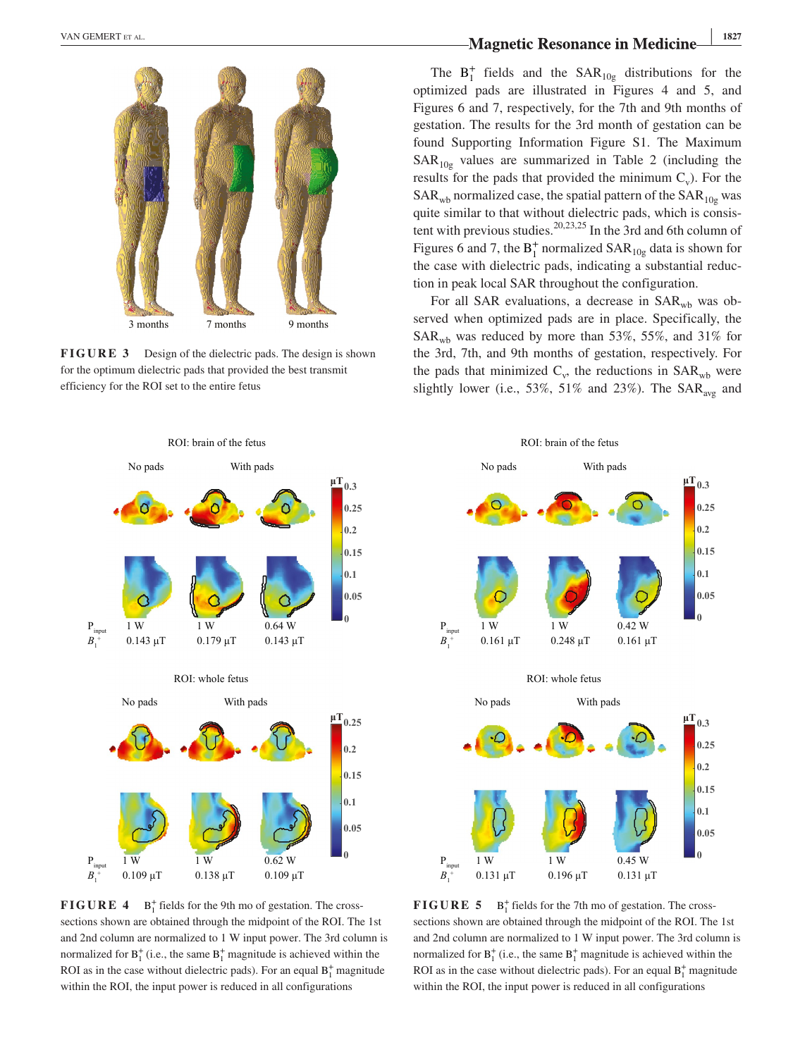FIGURE 3 Design of the dielectric pads. The design is shown for the optimum dielectric pads that provided the best transmit efficiency for the ROI set to the entire fetus

The $B_1^+$ fields and the $SAR_{10g}$ distributions for the optimized pads are illustrated in Figures 4 and 5, and Figures 6 and 7, respectively, for the 7th and 9th months of gestation. The results for the 3rd month of gestation can be found Supporting Information Figure S1. The Maximum $SAR_{10g}$ values are summarized in Table 2 (including the results for the pads that provided the minimum $C_v$). For the $SAR_{wb}$ normalized case, the spatial pattern of the $SAR_{10g}$ was quite similar to that without dielectric pads, which is consistent with previous studies.[20,23,25] In the 3rd and 6th column of Figures 6 and 7, the $B_1^+$ normalized $SAR_{10g}$ data is shown for the case with dielectric pads, indicating a substantial reduction in peak local SAR throughout the configuration.

For all SAR evaluations, a decrease in $SAR_{wb}$ was observed when optimized pads are in place. Specifically, the $SAR_{wb}$ was reduced by more than 53%, 55%, and 31% for the 3rd, 7th, and 9th months of gestation, respectively. For the pads that minimized $C_v$, the reductions in $SAR_{wb}$ were slightly lower (i.e., 53%, 51% and 23%). The $SAR_{avg}$ and

FIGURE 4 $B_1^+$ fields for the 9th mo of gestation. The cross-sections shown are obtained through the midpoint of the ROI. The 1st and 2nd column are normalized to 1 W input power. The 3rd column is normalized for $B_1^+$ (i.e., the same $B_1^+$ magnitude is achieved within the ROI as in the case without dielectric pads). For an equal $B_1^+$ magnitude within the ROI, the input power is reduced in all configurations

FIGURE 5 $B_1^+$ fields for the 7th mo of gestation. The cross-sections shown are obtained through the midpoint of the ROI. The 1st and 2nd column are normalized to 1 W input power. The 3rd column is normalized for $B_1^+$ (i.e., the same $B_1^+$ magnitude is achieved within the ROI as in the case without dielectric pads). For an equal $B_1^+$ magnitude within the ROI, the input power is reduced in all configurations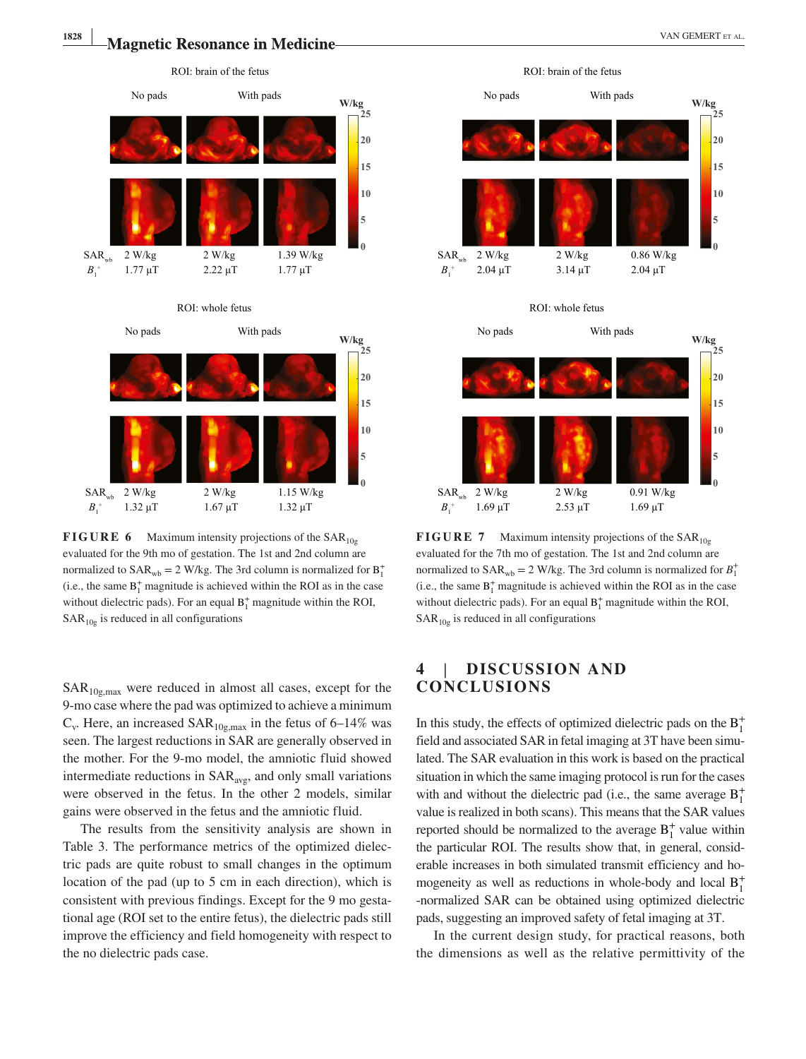ROI: brain of the fetus

No pads | With pads

| | No pads | With pads | |
|---|---|---|---|
| $SAR_{wb}$ | 2 W/kg | 2 W/kg | 1.39 W/kg |
| $B_1^+$ | 1.77 μT | 2.22 μT | 1.77 μT |

ROI: whole fetus

| | No pads | With pads | |
|---|---|---|---|
| $SAR_{wb}$ | 2 W/kg | 2 W/kg | 1.15 W/kg |
| $B_1^+$ | 1.32 μT | 1.67 μT | 1.32 μT |

**FIGURE 6** Maximum intensity projections of the $SAR_{10g}$ evaluated for the 9th mo of gestation. The 1st and 2nd column are normalized to $SAR_{wb}$ = 2 W/kg. The 3rd column is normalized for $B_1^+$ (i.e., the same $B_1^+$ magnitude is achieved within the ROI as in the case without dielectric pads). For an equal $B_1^+$ magnitude within the ROI, $SAR_{10g}$ is reduced in all configurations

ROI: brain of the fetus

| | No pads | With pads | |
|---|---|---|---|
| $SAR_{wb}$ | 2 W/kg | 2 W/kg | 0.86 W/kg |
| $B_1^+$ | 2.04 μT | 3.14 μT | 2.04 μT |

ROI: whole fetus

| | No pads | With pads | |
|---|---|---|---|
| $SAR_{wb}$ | 2 W/kg | 2 W/kg | 0.91 W/kg |
| $B_1^+$ | 1.69 μT | 2.53 μT | 1.69 μT |

**FIGURE 7** Maximum intensity projections of the $SAR_{10g}$ evaluated for the 7th mo of gestation. The 1st and 2nd column are normalized to $SAR_{wb}$ = 2 W/kg. The 3rd column is normalized for $B_1^+$ (i.e., the same $B_1^+$ magnitude is achieved within the ROI as in the case without dielectric pads). For an equal $B_1^+$ magnitude within the ROI, $SAR_{10g}$ is reduced in all configurations

$SAR_{10g,max}$ were reduced in almost all cases, except for the 9-mo case where the pad was optimized to achieve a minimum $C_v$. Here, an increased $SAR_{10g,max}$ in the fetus of 6–14% was seen. The largest reductions in SAR are generally observed in the mother. For the 9-mo model, the amniotic fluid showed intermediate reductions in $SAR_{avg}$, and only small variations were observed in the fetus. In the other 2 models, similar gains were observed in the fetus and the amniotic fluid.

The results from the sensitivity analysis are shown in Table 3. The performance metrics of the optimized dielectric pads are quite robust to small changes in the optimum location of the pad (up to 5 cm in each direction), which is consistent with previous findings. Except for the 9 mo gestational age (ROI set to the entire fetus), the dielectric pads still improve the efficiency and field homogeneity with respect to the no dielectric pads case.

## 4 | DISCUSSION AND CONCLUSIONS

In this study, the effects of optimized dielectric pads on the $B_1^+$ field and associated SAR in fetal imaging at 3T have been simulated. The SAR evaluation in this work is based on the practical situation in which the same imaging protocol is run for the cases with and without the dielectric pad (i.e., the same average $B_1^+$ value is realized in both scans). This means that the SAR values reported should be normalized to the average $B_1^+$ value within the particular ROI. The results show that, in general, considerable increases in both simulated transmit efficiency and homogeneity as well as reductions in whole-body and local $B_1^+$-normalized SAR can be obtained using optimized dielectric pads, suggesting an improved safety of fetal imaging at 3T.

In the current design study, for practical reasons, both the dimensions as well as the relative permittivity of the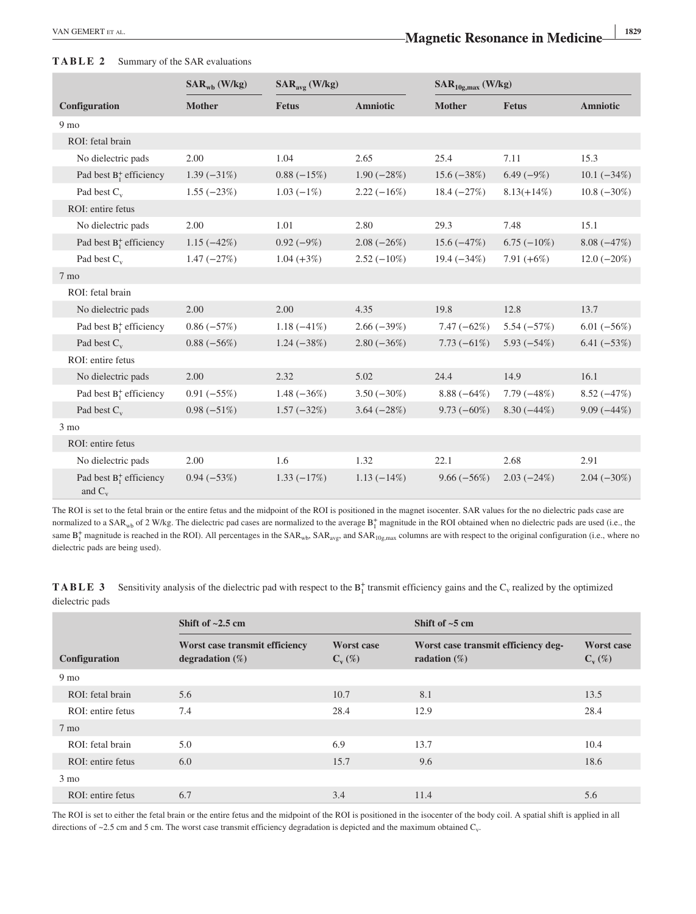**TABLE 2** Summary of the SAR evaluations

| | $SAR_{wb}$ (W/kg) | $SAR_{avg}$ (W/kg) | | $SAR_{10g,max}$ (W/kg) | | |
|---|---|---|---|---|---|---|
| **Configuration** | **Mother** | **Fetus** | **Amniotic** | **Mother** | **Fetus** | **Amniotic** |
| 9 mo | | | | | | |
| ROI: fetal brain | | | | | | |
| No dielectric pads | 2.00 | 1.04 | 2.65 | 25.4 | 7.11 | 15.3 |
| Pad best $B_1^+$ efficiency | 1.39 (−31%) | 0.88 (−15%) | 1.90 (−28%) | 15.6 (−38%) | 6.49 (−9%) | 10.1 (−34%) |
| Pad best $C_v$ | 1.55 (−23%) | 1.03 (−1%) | 2.22 (−16%) | 18.4 (−27%) | 8.13(+14%) | 10.8 (−30%) |
| ROI: entire fetus | | | | | | |
| No dielectric pads | 2.00 | 1.01 | 2.80 | 29.3 | 7.48 | 15.1 |
| Pad best $B_1^+$ efficiency | 1.15 (−42%) | 0.92 (−9%) | 2.08 (−26%) | 15.6 (−47%) | 6.75 (−10%) | 8.08 (−47%) |
| Pad best $C_v$ | 1.47 (−27%) | 1.04 (+3%) | 2.52 (−10%) | 19.4 (−34%) | 7.91 (+6%) | 12.0 (−20%) |
| 7 mo | | | | | | |
| ROI: fetal brain | | | | | | |
| No dielectric pads | 2.00 | 2.00 | 4.35 | 19.8 | 12.8 | 13.7 |
| Pad best $B_1^+$ efficiency | 0.86 (−57%) | 1.18 (−41%) | 2.66 (−39%) | 7.47 (−62%) | 5.54 (−57%) | 6.01 (−56%) |
| Pad best $C_v$ | 0.88 (−56%) | 1.24 (−38%) | 2.80 (−36%) | 7.73 (−61%) | 5.93 (−54%) | 6.41 (−53%) |
| ROI: entire fetus | | | | | | |
| No dielectric pads | 2.00 | 2.32 | 5.02 | 24.4 | 14.9 | 16.1 |
| Pad best $B_1^+$ efficiency | 0.91 (−55%) | 1.48 (−36%) | 3.50 (−30%) | 8.88 (−64%) | 7.79 (−48%) | 8.52 (−47%) |
| Pad best $C_v$ | 0.98 (−51%) | 1.57 (−32%) | 3.64 (−28%) | 9.73 (−60%) | 8.30 (−44%) | 9.09 (−44%) |
| 3 mo | | | | | | |
| ROI: entire fetus | | | | | | |
| No dielectric pads | 2.00 | 1.6 | 1.32 | 22.1 | 2.68 | 2.91 |
| Pad best $B_1^+$ efficiency and $C_v$ | 0.94 (−53%) | 1.33 (−17%) | 1.13 (−14%) | 9.66 (−56%) | 2.03 (−24%) | 2.04 (−30%) |

The ROI is set to the fetal brain or the entire fetus and the midpoint of the ROI is positioned in the magnet isocenter. SAR values for the no dielectric pads case are normalized to a $SAR_{wb}$ of 2 W/kg. The dielectric pad cases are normalized to the average $B_1^+$ magnitude in the ROI obtained when no dielectric pads are used (i.e., the same $B_1^+$ magnitude is reached in the ROI). All percentages in the $SAR_{wb}$, $SAR_{avg}$, and $SAR_{10g,max}$ columns are with respect to the original configuration (i.e., where no dielectric pads are being used).

**TABLE 3** Sensitivity analysis of the dielectric pad with respect to the $B_1^+$ transmit efficiency gains and the $C_v$ realized by the optimized dielectric pads

| | Shift of ~2.5 cm | | Shift of ~5 cm | |
|---|---|---|---|---|
| **Configuration** | **Worst case transmit efficiency degradation (%)** | **Worst case $C_v$ (%)** | **Worst case transmit efficiency degradation (%)** | **Worst case $C_v$ (%)** |
| 9 mo | | | | |
| ROI: fetal brain | 5.6 | 10.7 | 8.1 | 13.5 |
| ROI: entire fetus | 7.4 | 28.4 | 12.9 | 28.4 |
| 7 mo | | | | |
| ROI: fetal brain | 5.0 | 6.9 | 13.7 | 10.4 |
| ROI: entire fetus | 6.0 | 15.7 | 9.6 | 18.6 |
| 3 mo | | | | |
| ROI: entire fetus | 6.7 | 3.4 | 11.4 | 5.6 |

The ROI is set to either the fetal brain or the entire fetus and the midpoint of the ROI is positioned in the isocenter of the body coil. A spatial shift is applied in all directions of ~2.5 cm and 5 cm. The worst case transmit efficiency degradation is depicted and the maximum obtained $C_v$.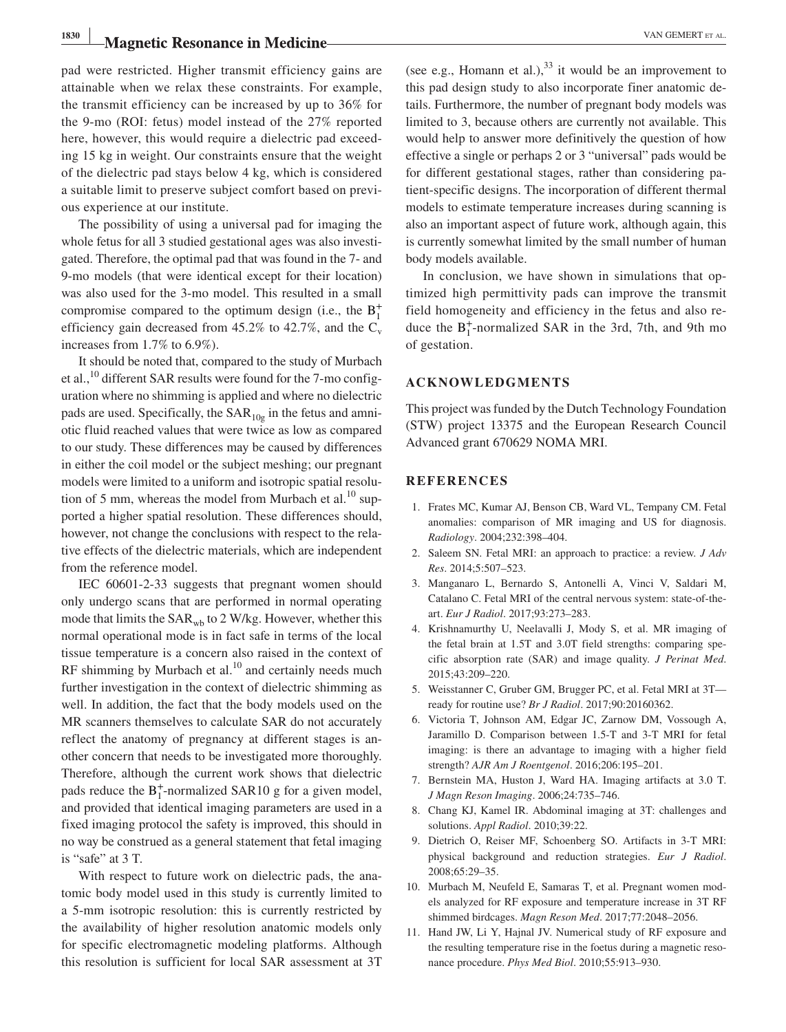pad were restricted. Higher transmit efficiency gains are attainable when we relax these constraints. For example, the transmit efficiency can be increased by up to 36% for the 9-mo (ROI: fetus) model instead of the 27% reported here, however, this would require a dielectric pad exceeding 15 kg in weight. Our constraints ensure that the weight of the dielectric pad stays below 4 kg, which is considered a suitable limit to preserve subject comfort based on previous experience at our institute.

The possibility of using a universal pad for imaging the whole fetus for all 3 studied gestational ages was also investigated. Therefore, the optimal pad that was found in the 7- and 9-mo models (that were identical except for their location) was also used for the 3-mo model. This resulted in a small compromise compared to the optimum design (i.e., the $B_1^+$ efficiency gain decreased from 45.2% to 42.7%, and the $C_v$ increases from 1.7% to 6.9%).

It should be noted that, compared to the study of Murbach et al.,[10] different SAR results were found for the 7-mo configuration where no shimming is applied and where no dielectric pads are used. Specifically, the $SAR_{10g}$ in the fetus and amniotic fluid reached values that were twice as low as compared to our study. These differences may be caused by differences in either the coil model or the subject meshing; our pregnant models were limited to a uniform and isotropic spatial resolution of 5 mm, whereas the model from Murbach et al.[10] supported a higher spatial resolution. These differences should, however, not change the conclusions with respect to the relative effects of the dielectric materials, which are independent from the reference model.

IEC 60601-2-33 suggests that pregnant women should only undergo scans that are performed in normal operating mode that limits the $SAR_{wb}$ to 2 W/kg. However, whether this normal operational mode is in fact safe in terms of the local tissue temperature is a concern also raised in the context of RF shimming by Murbach et al.[10] and certainly needs much further investigation in the context of dielectric shimming as well. In addition, the fact that the body models used on the MR scanners themselves to calculate SAR do not accurately reflect the anatomy of pregnancy at different stages is another concern that needs to be investigated more thoroughly. Therefore, although the current work shows that dielectric pads reduce the $B_1^+$-normalized SAR10 g for a given model, and provided that identical imaging parameters are used in a fixed imaging protocol the safety is improved, this should in no way be construed as a general statement that fetal imaging is "safe" at 3 T.

With respect to future work on dielectric pads, the anatomic body model used in this study is currently limited to a 5-mm isotropic resolution: this is currently restricted by the availability of higher resolution anatomic models only for specific electromagnetic modeling platforms. Although this resolution is sufficient for local SAR assessment at 3T (see e.g., Homann et al.),[33] it would be an improvement to this pad design study to also incorporate finer anatomic details. Furthermore, the number of pregnant body models was limited to 3, because others are currently not available. This would help to answer more definitively the question of how effective a single or perhaps 2 or 3 "universal" pads would be for different gestational stages, rather than considering patient-specific designs. The incorporation of different thermal models to estimate temperature increases during scanning is also an important aspect of future work, although again, this is currently somewhat limited by the small number of human body models available.

In conclusion, we have shown in simulations that optimized high permittivity pads can improve the transmit field homogeneity and efficiency in the fetus and also reduce the $B_1^+$-normalized SAR in the 3rd, 7th, and 9th mo of gestation.

## ACKNOWLEDGMENTS

This project was funded by the Dutch Technology Foundation (STW) project 13375 and the European Research Council Advanced grant 670629 NOMA MRI.

## REFERENCES

1. Frates MC, Kumar AJ, Benson CB, Ward VL, Tempany CM. Fetal anomalies: comparison of MR imaging and US for diagnosis. *Radiology*. 2004;232:398–404.
2. Saleem SN. Fetal MRI: an approach to practice: a review. *J Adv Res*. 2014;5:507–523.
3. Manganaro L, Bernardo S, Antonelli A, Vinci V, Saldari M, Catalano C. Fetal MRI of the central nervous system: state-of-the-art. *Eur J Radiol*. 2017;93:273–283.
4. Krishnamurthy U, Neelavalli J, Mody S, et al. MR imaging of the fetal brain at 1.5T and 3.0T field strengths: comparing specific absorption rate (SAR) and image quality. *J Perinat Med*. 2015;43:209–220.
5. Weisstanner C, Gruber GM, Brugger PC, et al. Fetal MRI at 3T—ready for routine use? *Br J Radiol*. 2017;90:20160362.
6. Victoria T, Johnson AM, Edgar JC, Zarnow DM, Vossough A, Jaramillo D. Comparison between 1.5-T and 3-T MRI for fetal imaging: is there an advantage to imaging with a higher field strength? *AJR Am J Roentgenol*. 2016;206:195–201.
7. Bernstein MA, Huston J, Ward HA. Imaging artifacts at 3.0 T. *J Magn Reson Imaging*. 2006;24:735–746.
8. Chang KJ, Kamel IR. Abdominal imaging at 3T: challenges and solutions. *Appl Radiol*. 2010;39:22.
9. Dietrich O, Reiser MF, Schoenberg SO. Artifacts in 3-T MRI: physical background and reduction strategies. *Eur J Radiol*. 2008;65:29–35.
10. Murbach M, Neufeld E, Samaras T, et al. Pregnant women models analyzed for RF exposure and temperature increase in 3T RF shimmed birdcages. *Magn Reson Med*. 2017;77:2048–2056.
11. Hand JW, Li Y, Hajnal JV. Numerical study of RF exposure and the resulting temperature rise in the foetus during a magnetic resonance procedure. *Phys Med Biol*. 2010;55:913–930.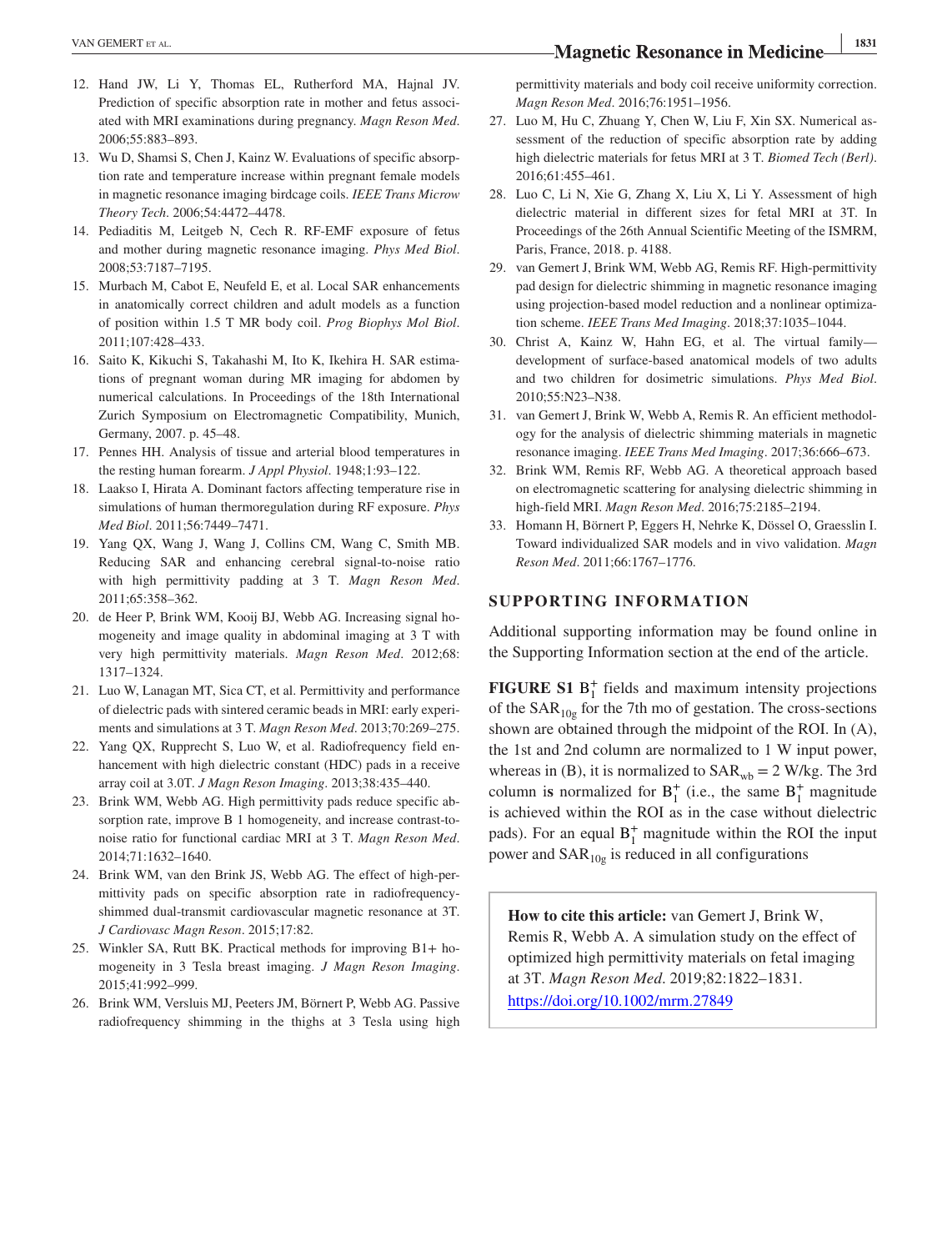12. Hand JW, Li Y, Thomas EL, Rutherford MA, Hajnal JV. Prediction of specific absorption rate in mother and fetus associated with MRI examinations during pregnancy. *Magn Reson Med*. 2006;55:883–893.
13. Wu D, Shamsi S, Chen J, Kainz W. Evaluations of specific absorption rate and temperature increase within pregnant female models in magnetic resonance imaging birdcage coils. *IEEE Trans Microw Theory Tech*. 2006;54:4472–4478.
14. Pediaditis M, Leitgeb N, Cech R. RF-EMF exposure of fetus and mother during magnetic resonance imaging. *Phys Med Biol*. 2008;53:7187–7195.
15. Murbach M, Cabot E, Neufeld E, et al. Local SAR enhancements in anatomically correct children and adult models as a function of position within 1.5 T MR body coil. *Prog Biophys Mol Biol*. 2011;107:428–433.
16. Saito K, Kikuchi S, Takahashi M, Ito K, Ikehira H. SAR estimations of pregnant woman during MR imaging for abdomen by numerical calculations. In Proceedings of the 18th International Zurich Symposium on Electromagnetic Compatibility, Munich, Germany, 2007. p. 45–48.
17. Pennes HH. Analysis of tissue and arterial blood temperatures in the resting human forearm. *J Appl Physiol*. 1948;1:93–122.
18. Laakso I, Hirata A. Dominant factors affecting temperature rise in simulations of human thermoregulation during RF exposure. *Phys Med Biol*. 2011;56:7449–7471.
19. Yang QX, Wang J, Wang J, Collins CM, Wang C, Smith MB. Reducing SAR and enhancing cerebral signal-to-noise ratio with high permittivity padding at 3 T. *Magn Reson Med*. 2011;65:358–362.
20. de Heer P, Brink WM, Kooij BJ, Webb AG. Increasing signal homogeneity and image quality in abdominal imaging at 3 T with very high permittivity materials. *Magn Reson Med*. 2012;68: 1317–1324.
21. Luo W, Lanagan MT, Sica CT, et al. Permittivity and performance of dielectric pads with sintered ceramic beads in MRI: early experiments and simulations at 3 T. *Magn Reson Med*. 2013;70:269–275.
22. Yang QX, Rupprecht S, Luo W, et al. Radiofrequency field enhancement with high dielectric constant (HDC) pads in a receive array coil at 3.0T. *J Magn Reson Imaging*. 2013;38:435–440.
23. Brink WM, Webb AG. High permittivity pads reduce specific absorption rate, improve B 1 homogeneity, and increase contrast-to-noise ratio for functional cardiac MRI at 3 T. *Magn Reson Med*. 2014;71:1632–1640.
24. Brink WM, van den Brink JS, Webb AG. The effect of high-permittivity pads on specific absorption rate in radiofrequency-shimmed dual-transmit cardiovascular magnetic resonance at 3T. *J Cardiovasc Magn Reson*. 2015;17:82.
25. Winkler SA, Rutt BK. Practical methods for improving B1+ homogeneity in 3 Tesla breast imaging. *J Magn Reson Imaging*. 2015;41:992–999.
26. Brink WM, Versluis MJ, Peeters JM, Börnert P, Webb AG. Passive radiofrequency shimming in the thighs at 3 Tesla using high permittivity materials and body coil receive uniformity correction. *Magn Reson Med*. 2016;76:1951–1956.
27. Luo M, Hu C, Zhuang Y, Chen W, Liu F, Xin SX. Numerical assessment of the reduction of specific absorption rate by adding high dielectric materials for fetus MRI at 3 T. *Biomed Tech (Berl)*. 2016;61:455–461.
28. Luo C, Li N, Xie G, Zhang X, Liu X, Li Y. Assessment of high dielectric material in different sizes for fetal MRI at 3T. In Proceedings of the 26th Annual Scientific Meeting of the ISMRM, Paris, France, 2018. p. 4188.
29. van Gemert J, Brink WM, Webb AG, Remis RF. High-permittivity pad design for dielectric shimming in magnetic resonance imaging using projection-based model reduction and a nonlinear optimization scheme. *IEEE Trans Med Imaging*. 2018;37:1035–1044.
30. Christ A, Kainz W, Hahn EG, et al. The virtual family—development of surface-based anatomical models of two adults and two children for dosimetric simulations. *Phys Med Biol*. 2010;55:N23–N38.
31. van Gemert J, Brink W, Webb A, Remis R. An efficient methodology for the analysis of dielectric shimming materials in magnetic resonance imaging. *IEEE Trans Med Imaging*. 2017;36:666–673.
32. Brink WM, Remis RF, Webb AG. A theoretical approach based on electromagnetic scattering for analysing dielectric shimming in high-field MRI. *Magn Reson Med*. 2016;75:2185–2194.
33. Homann H, Börnert P, Eggers H, Nehrke K, Dössel O, Graesslin I. Toward individualized SAR models and in vivo validation. *Magn Reson Med*. 2011;66:1767–1776.

## SUPPORTING INFORMATION

Additional supporting information may be found online in the Supporting Information section at the end of the article.

**FIGURE S1** $B_1^+$ fields and maximum intensity projections of the $SAR_{10g}$ for the 7th mo of gestation. The cross-sections shown are obtained through the midpoint of the ROI. In (A), the 1st and 2nd column are normalized to 1 W input power, whereas in (B), it is normalized to $SAR_{wb}$ = 2 W/kg. The 3rd column is normalized for $B_1^+$ (i.e., the same $B_1^+$ magnitude is achieved within the ROI as in the case without dielectric pads). For an equal $B_1^+$ magnitude within the ROI the input power and $SAR_{10g}$ is reduced in all configurations

**How to cite this article:** van Gemert J, Brink W, Remis R, Webb A. A simulation study on the effect of optimized high permittivity materials on fetal imaging at 3T. *Magn Reson Med*. 2019;82:1822–1831. https://doi.org/10.1002/mrm.27849